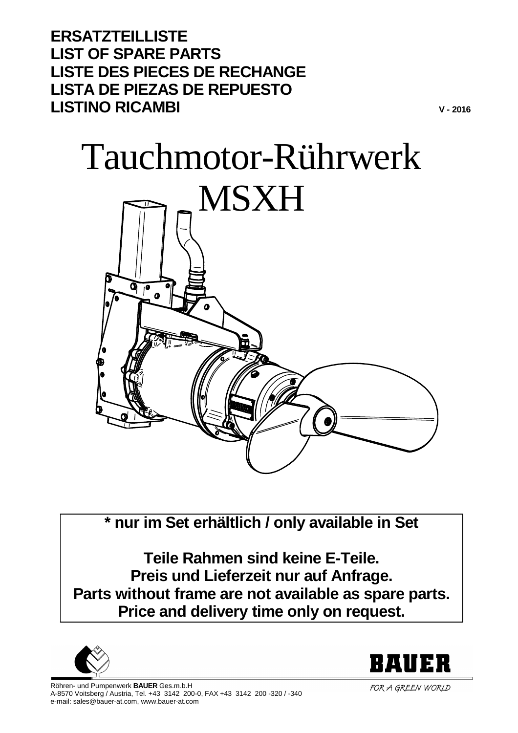**ERSATZTEILLISTE**
**LIST OF SPARE PARTS**
**LISTE DES PIECES DE RECHANGE**
**LISTA DE PIEZAS DE REPUESTO**
**LISTINO RICAMBI**

**V - 2016**

# Tauchmotor-Rührwerk MSXH

**\* nur im Set erhältlich / only available in Set**

**Teile Rahmen sind keine E-Teile.**
**Preis und Lieferzeit nur auf Anfrage.**
**Parts without frame are not available as spare parts.**
**Price and delivery time only on request.**

BAUER

*FOR A GREEN WORLD*

Röhren- und Pumpenwerk **BAUER** Ges.m.b.H
A-8570 Voitsberg / Austria, Tel. +43 3142 200-0, FAX +43 3142 200 -320 / -340
e-mail: sales@bauer-at.com, www.bauer-at.com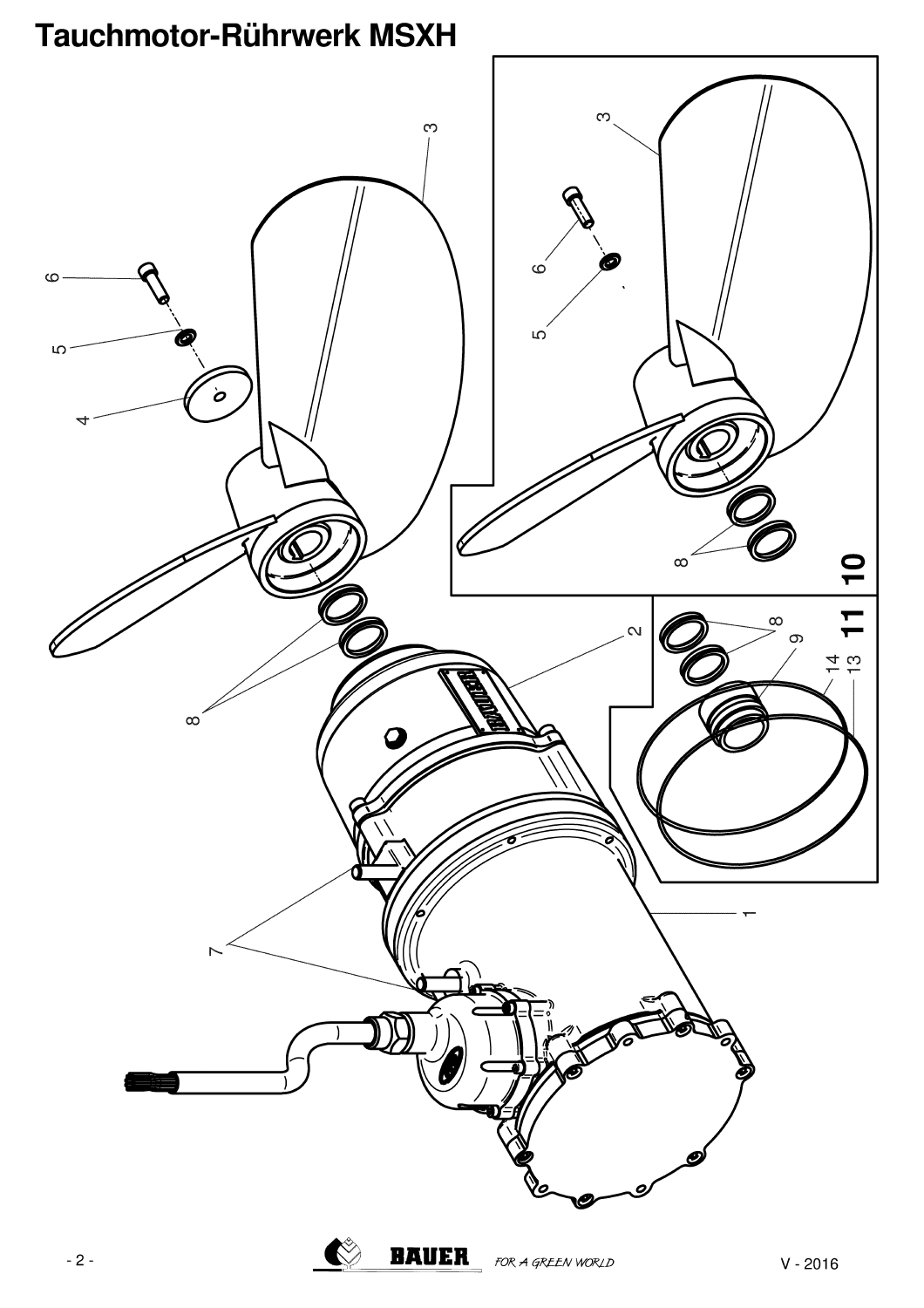# Tauchmotor-Rührwerk MSXH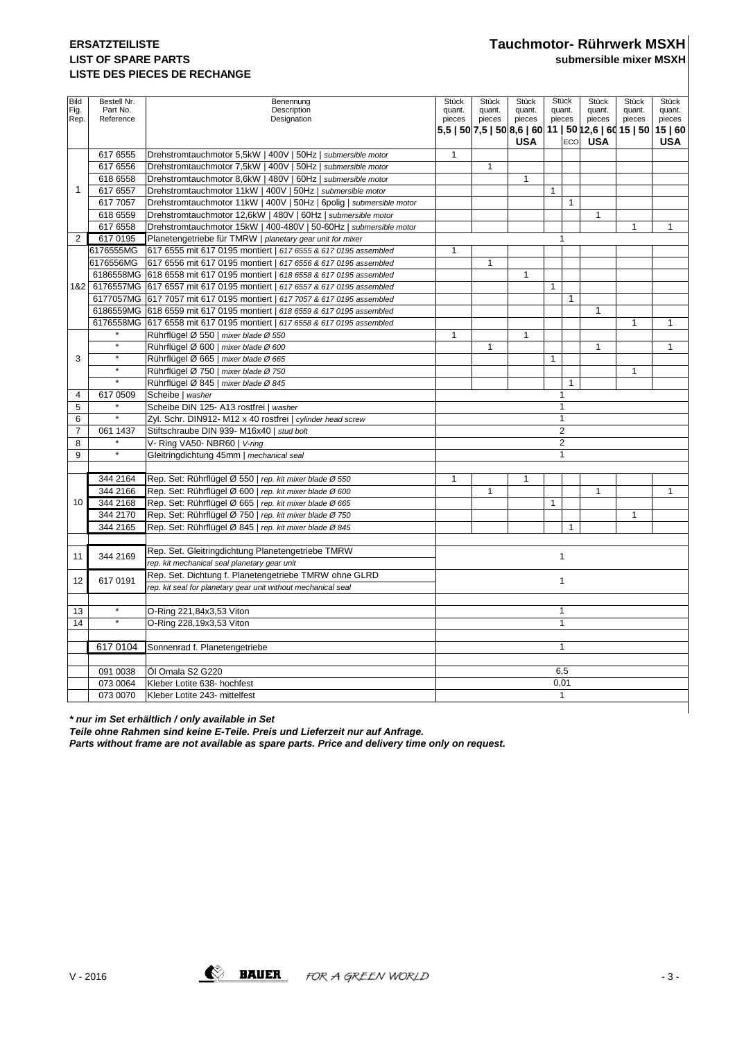**ERSATZTEILISTE**
**LIST OF SPARE PARTS**
**LISTE DES PIECES DE RECHANGE**

**Tauchmotor- Rührwerk MSXH**
**submersible mixer MSXH**

| Bild<br>Fig.<br>Rep. | Bestell Nr.<br>Part No.<br>Reference | Benennung<br>Description<br>Designation | Stück quant. pieces<br>**5,5 \| 50** | Stück quant. pieces<br>**7,5 \| 50** | Stück quant. pieces<br>**8,6 \| 60 USA** | Stück quant. pieces<br>**11 \| 50** | <br>**ECO** | Stück quant. pieces<br>**12,6 \| 60 USA** | Stück quant. pieces<br>**15 \| 50** | Stück quant. pieces<br>**15 \| 60 USA** |
|---|---|---|---|---|---|---|---|---|---|---|
| 1 | 617 6555 | Drehstromtauchmotor 5,5kW \| 400V \| 50Hz \| *submersible motor* | 1 | | | | | | | |
| | 617 6556 | Drehstromtauchmotor 7,5kW \| 400V \| 50Hz \| *submersible motor* | | 1 | | | | | | |
| | 618 6558 | Drehstromtauchmotor 8,6kW \| 480V \| 60Hz \| *submersible motor* | | | 1 | | | | | |
| | 617 6557 | Drehstromtauchmotor 11kW \| 400V \| 50Hz \| *submersible motor* | | | | 1 | | | | |
| | 617 7057 | Drehstromtauchmotor 11kW \| 400V \| 50Hz \| 6polig \| *submersible motor* | | | | | 1 | | | |
| | 618 6559 | Drehstromtauchmotor 12,6kW \| 480V \| 60Hz \| *submersible motor* | | | | | | 1 | | |
| | 617 6558 | Drehstromtauchmotor 15kW \| 400-480V \| 50-60Hz \| *submersible motor* | | | | | | | 1 | 1 |
| 2 | 617 0195 | Planetengetriebe für TMRW \| *planetary gear unit for mixer* | 1 | | | | | | | |
| 1&2 | 6176555MG | 617 6555 mit 617 0195 montiert \| *617 6555 & 617 0195 assembled* | 1 | | | | | | | |
| | 6176556MG | 617 6556 mit 617 0195 montiert \| *617 6556 & 617 0195 assembled* | | 1 | | | | | | |
| | 6186558MG | 618 6558 mit 617 0195 montiert \| *618 6558 & 617 0195 assembled* | | | 1 | | | | | |
| | 6176557MG | 617 6557 mit 617 0195 montiert \| *617 6557 & 617 0195 assembled* | | | | 1 | | | | |
| | 6177057MG | 617 7057 mit 617 0195 montiert \| *617 7057 & 617 0195 assembled* | | | | | 1 | | | |
| | 6186559MG | 618 6559 mit 617 0195 montiert \| *618 6559 & 617 0195 assembled* | | | | | | 1 | | |
| | 6176558MG | 617 6558 mit 617 0195 montiert \| *617 6558 & 617 0195 assembled* | | | | | | | 1 | 1 |
| 3 | * | Rührflügel Ø 550 \| *mixer blade Ø 550* | 1 | | 1 | | | | | |
| | * | Rührflügel Ø 600 \| *mixer blade Ø 600* | | 1 | | | | 1 | | 1 |
| | * | Rührflügel Ø 665 \| *mixer blade Ø 665* | | | | 1 | | | | |
| | * | Rührflügel Ø 750 \| *mixer blade Ø 750* | | | | | | | 1 | |
| | * | Rührflügel Ø 845 \| *mixer blade Ø 845* | | | | | 1 | | | |
| 4 | 617 0509 | Scheibe \| *washer* | 1 | | | | | | | |
| 5 | * | Scheibe DIN 125- A13 rostfrei \| *washer* | 1 | | | | | | | |
| 6 | * | Zyl. Schr. DIN912- M12 x 40 rostfrei \| *cylinder head screw* | 1 | | | | | | | |
| 7 | 061 1437 | Stiftschraube DIN 939- M16x40 \| *stud bolt* | 2 | | | | | | | |
| 8 | * | V- Ring VA50- NBR60 \| *V-ring* | 2 | | | | | | | |
| 9 | * | Gleitringdichtung 45mm \| *mechanical seal* | 1 | | | | | | | |
| 10 | 344 2164 | Rep. Set: Rührflügel Ø 550 \| *rep. kit mixer blade Ø 550* | 1 | | 1 | | | | | |
| | 344 2166 | Rep. Set: Rührflügel Ø 600 \| *rep. kit mixer blade Ø 600* | | 1 | | | | 1 | | 1 |
| | 344 2168 | Rep. Set: Rührflügel Ø 665 \| *rep. kit mixer blade Ø 665* | | | | 1 | | | | |
| | 344 2170 | Rep. Set: Rührflügel Ø 750 \| *rep. kit mixer blade Ø 750* | | | | | | | 1 | |
| | 344 2165 | Rep. Set: Rührflügel Ø 845 \| *rep. kit mixer blade Ø 845* | | | | | 1 | | | |
| 11 | 344 2169 | Rep. Set. Gleitringdichtung Planetengetriebe TMRW<br>*rep. kit mechanical seal planetary gear unit* | 1 | | | | | | | |
| 12 | 617 0191 | Rep. Set. Dichtung f. Planetengetriebe TMRW ohne GLRD<br>*rep. kit seal for planetary gear unit without mechanical seal* | 1 | | | | | | | |
| 13 | * | O-Ring 221,84x3,53 Viton | 1 | | | | | | | |
| 14 | * | O-Ring 228,19x3,53 Viton | 1 | | | | | | | |
| | 617 0104 | Sonnenrad f. Planetengetriebe | 1 | | | | | | | |
| | 091 0038 | Öl Omala S2 G220 | 6,5 | | | | | | | |
| | 073 0064 | Kleber Lotite 638- hochfest | 0,01 | | | | | | | |
| | 073 0070 | Kleber Lotite 243- mittelfest | 1 | | | | | | | |

***\* nur im Set erhältlich / only available in Set***

***Teile ohne Rahmen sind keine E-Teile. Preis und Lieferzeit nur auf Anfrage.***

***Parts without frame are not available as spare parts. Price and delivery time only on request.***

V - 2016

BAUER FOR A GREEN WORLD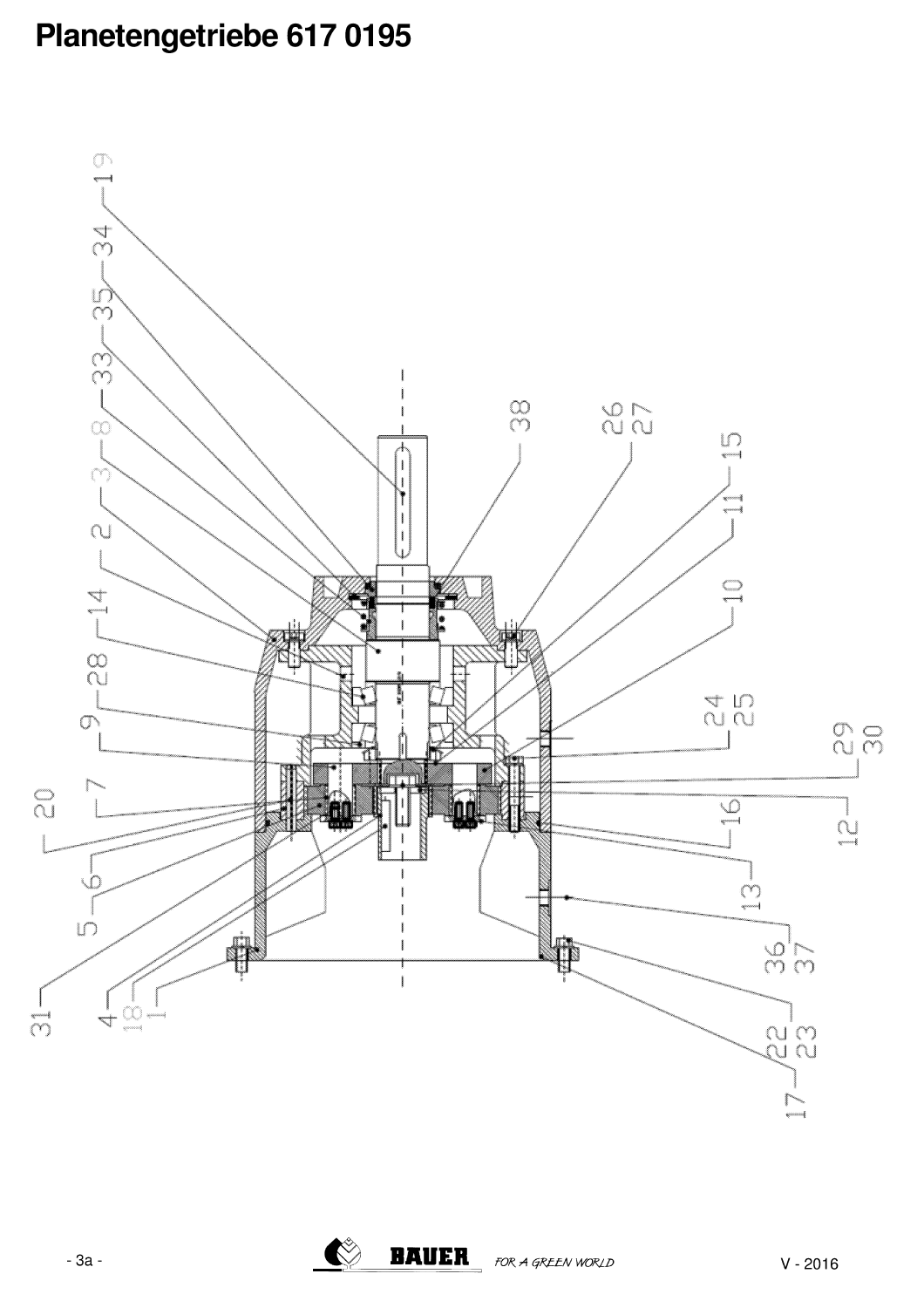# Planetengetriebe 617 0195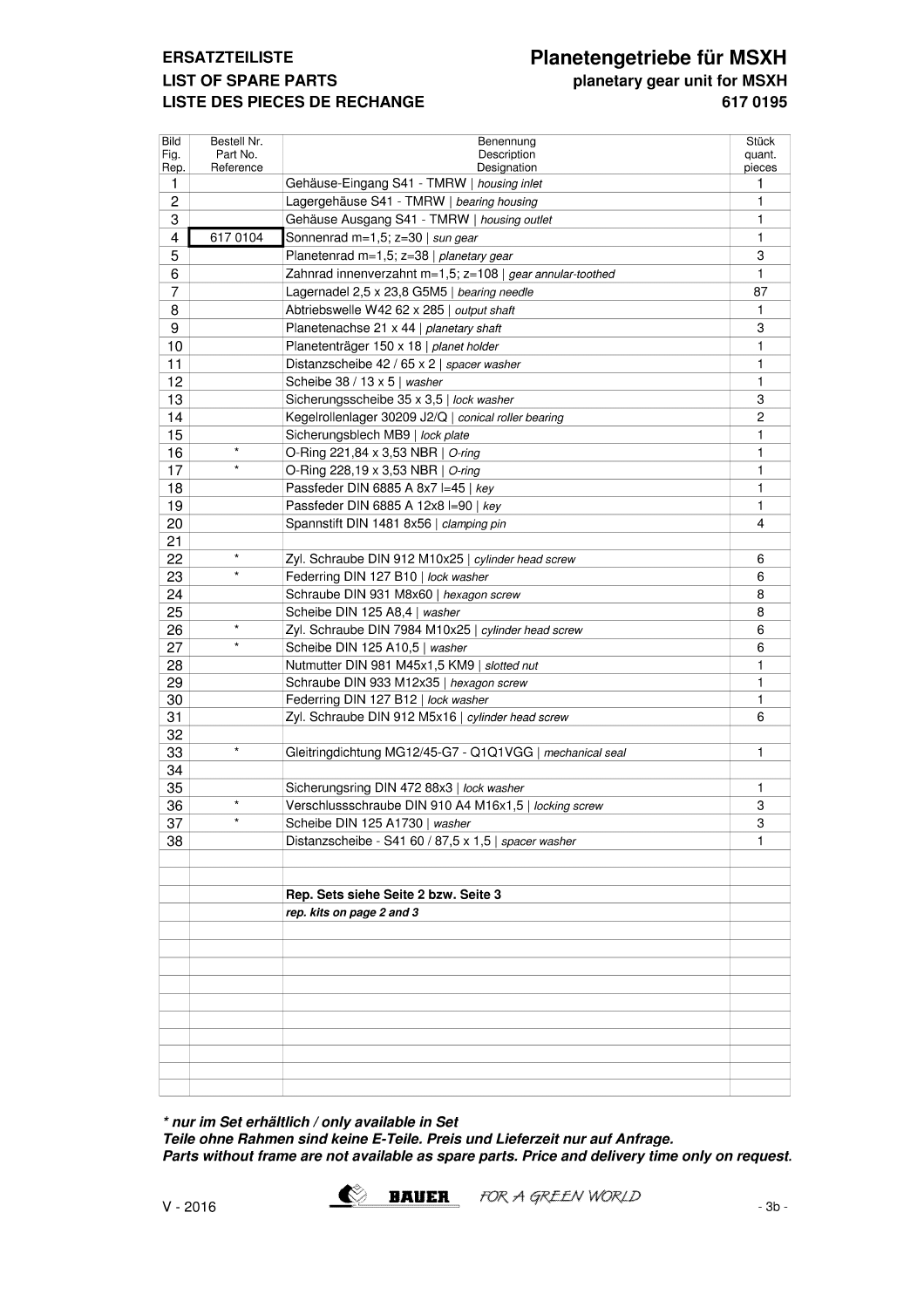**ERSATZTEILISTE**
**LIST OF SPARE PARTS**
**LISTE DES PIECES DE RECHANGE**

# Planetengetriebe für MSXH

**planetary gear unit for MSXH**
**617 0195**

| Bild Fig. Rep. | Bestell Nr. Part No. Reference | Benennung Description Designation | Stück quant. pieces |
|---|---|---|---|
| 1 | | Gehäuse-Eingang S41 - TMRW \| *housing inlet* | 1 |
| 2 | | Lagergehäuse S41 - TMRW \| *bearing housing* | 1 |
| 3 | | Gehäuse Ausgang S41 - TMRW \| *housing outlet* | 1 |
| 4 | 617 0104 | Sonnenrad m=1,5; z=30 \| *sun gear* | 1 |
| 5 | | Planetenrad m=1,5; z=38 \| *planetary gear* | 3 |
| 6 | | Zahnrad innenverzahnt m=1,5; z=108 \| *gear annular-toothed* | 1 |
| 7 | | Lagernadel 2,5 x 23,8 G5M5 \| *bearing needle* | 87 |
| 8 | | Abtriebswelle W42 62 x 285 \| *output shaft* | 1 |
| 9 | | Planetenachse 21 x 44 \| *planetary shaft* | 3 |
| 10 | | Planetenträger 150 x 18 \| *planet holder* | 1 |
| 11 | | Distanzscheibe 42 / 65 x 2 \| *spacer washer* | 1 |
| 12 | | Scheibe 38 / 13 x 5 \| *washer* | 1 |
| 13 | | Sicherungsscheibe 35 x 3,5 \| *lock washer* | 3 |
| 14 | | Kegelrollenlager 30209 J2/Q \| *conical roller bearing* | 2 |
| 15 | | Sicherungsblech MB9 \| *lock plate* | 1 |
| 16 | * | O-Ring 221,84 x 3,53 NBR \| *O-ring* | 1 |
| 17 | * | O-Ring 228,19 x 3,53 NBR \| *O-ring* | 1 |
| 18 | | Passfeder DIN 6885 A 8x7 l=45 \| *key* | 1 |
| 19 | | Passfeder DIN 6885 A 12x8 l=90 \| *key* | 1 |
| 20 | | Spannstift DIN 1481 8x56 \| *clamping pin* | 4 |
| 21 | | | |
| 22 | * | Zyl. Schraube DIN 912 M10x25 \| *cylinder head screw* | 6 |
| 23 | * | Federring DIN 127 B10 \| *lock washer* | 6 |
| 24 | | Schraube DIN 931 M8x60 \| *hexagon screw* | 8 |
| 25 | | Scheibe DIN 125 A8,4 \| *washer* | 8 |
| 26 | * | Zyl. Schraube DIN 7984 M10x25 \| *cylinder head screw* | 6 |
| 27 | * | Scheibe DIN 125 A10,5 \| *washer* | 6 |
| 28 | | Nutmutter DIN 981 M45x1,5 KM9 \| *slotted nut* | 1 |
| 29 | | Schraube DIN 933 M12x35 \| *hexagon screw* | 1 |
| 30 | | Federring DIN 127 B12 \| *lock washer* | 1 |
| 31 | | Zyl. Schraube DIN 912 M5x16 \| *cylinder head screw* | 6 |
| 32 | | | |
| 33 | * | Gleitringdichtung MG12/45-G7 - Q1Q1VGG \| *mechanical seal* | 1 |
| 34 | | | |
| 35 | | Sicherungsring DIN 472 88x3 \| *lock washer* | 1 |
| 36 | * | Verschlussschraube DIN 910 A4 M16x1,5 \| *locking screw* | 3 |
| 37 | * | Scheibe DIN 125 A1730 \| *washer* | 3 |
| 38 | | Distanzscheibe - S41 60 / 87,5 x 1,5 \| *spacer washer* | 1 |
| | | | |
| | | | |
| | | **Rep. Sets siehe Seite 2 bzw. Seite 3** | |
| | | ***rep. kits on page 2 and 3*** | |

***\* nur im Set erhältlich / only available in Set***
***Teile ohne Rahmen sind keine E-Teile. Preis und Lieferzeit nur auf Anfrage.***
***Parts without frame are not available as spare parts. Price and delivery time only on request.***

V - 2016

BAUER FOR A GREEN WORLD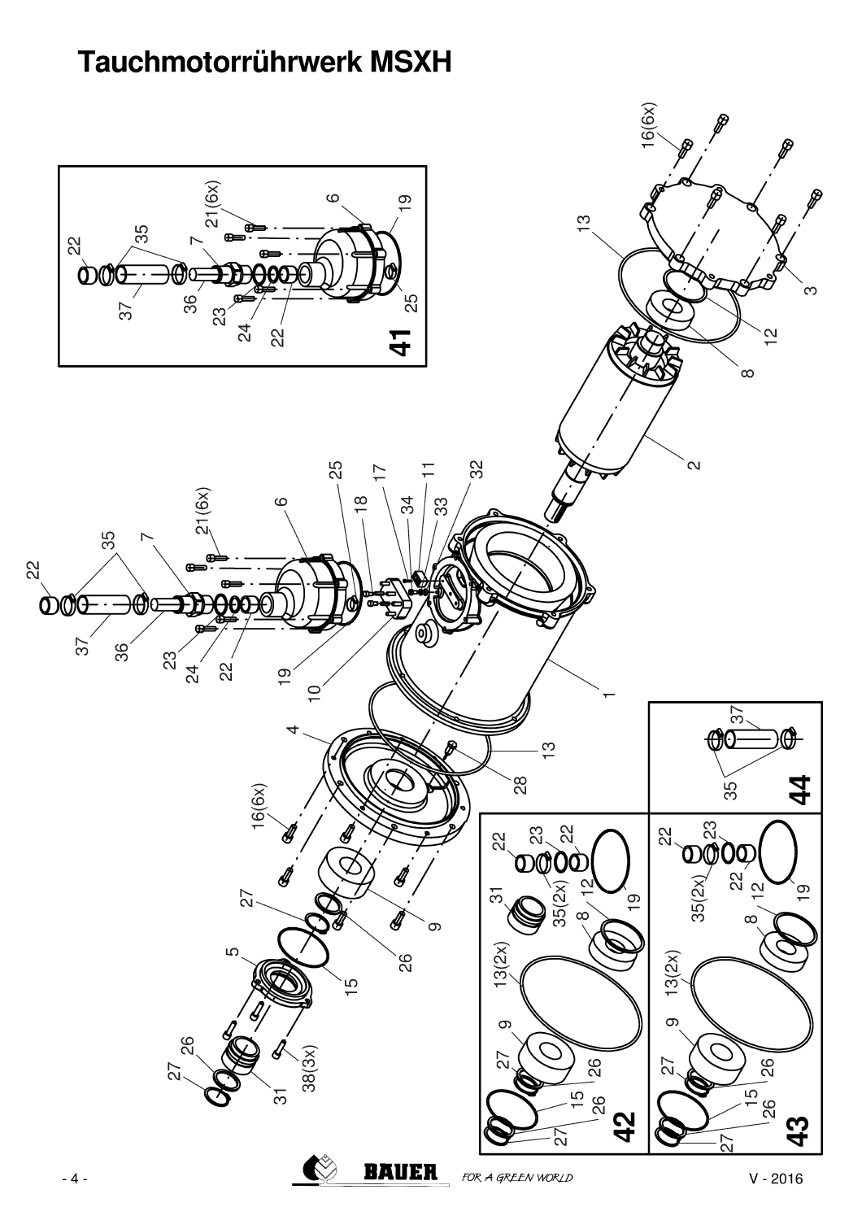# Tauchmotorrührwerk MSXH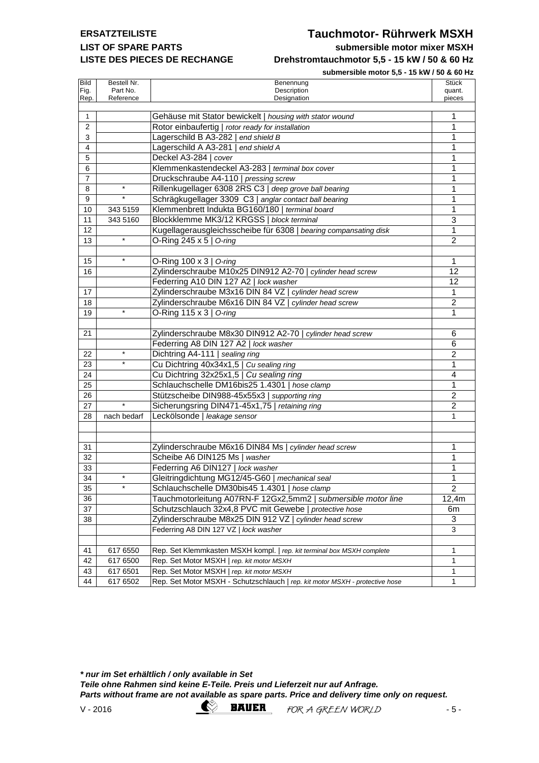**ERSATZTEILISTE**
**LIST OF SPARE PARTS**
**LISTE DES PIECES DE RECHANGE**

# Tauchmotor- Rührwerk MSXH

**submersible motor mixer MSXH**
**Drehstromtauchmotor 5,5 - 15 kW / 50 & 60 Hz**
**submersible motor 5,5 - 15 kW / 50 & 60 Hz**

| Bild Fig. Rep. | Bestell Nr. Part No. Reference | Benennung Description Designation | Stück quant. pieces |
|---|---|---|---|
| 1 | | Gehäuse mit Stator bewickelt \| *housing with stator wound* | 1 |
| 2 | | Rotor einbaufertig \| *rotor ready for installation* | 1 |
| 3 | | Lagerschild B A3-282 \| *end shield B* | 1 |
| 4 | | Lagerschild A A3-281 \| *end shield A* | 1 |
| 5 | | Deckel A3-284 \| *cover* | 1 |
| 6 | | Klemmenkastendeckel A3-283 \| *terminal box cover* | 1 |
| 7 | | Druckschraube A4-110 \| *pressing screw* | 1 |
| 8 | * | Rillenkugellager 6308 2RS C3 \| *deep grove ball bearing* | 1 |
| 9 | * | Schrägkugellager 3309 C3 \| *anglar contact ball bearing* | 1 |
| 10 | 343 5159 | Klemmenbrett Indukta BG160/180 \| *terminal board* | 1 |
| 11 | 343 5160 | Blockklemme MK3/12 KRGSS \| *block terminal* | 3 |
| 12 | | Kugellagerausgleichsscheibe für 6308 \| *bearing compansating disk* | 1 |
| 13 | * | O-Ring 245 x 5 \| *O-ring* | 2 |
| | | | |
| 15 | * | O-Ring 100 x 3 \| *O-ring* | 1 |
| 16 | | Zylinderschraube M10x25 DIN912 A2-70 \| *cylinder head screw* | 12 |
| | | Federring A10 DIN 127 A2 \| *lock washer* | 12 |
| 17 | | Zylinderschraube M3x16 DIN 84 VZ \| *cylinder head screw* | 1 |
| 18 | | Zylinderschraube M6x16 DIN 84 VZ \| *cylinder head screw* | 2 |
| 19 | * | O-Ring 115 x 3 \| *O-ring* | 1 |
| | | | |
| 21 | | Zylinderschraube M8x30 DIN912 A2-70 \| *cylinder head screw* | 6 |
| | | Federring A8 DIN 127 A2 \| *lock washer* | 6 |
| 22 | * | Dichtring A4-111 \| *sealing ring* | 2 |
| 23 | * | Cu Dichtring 40x34x1,5 \| *Cu sealing ring* | 1 |
| 24 | | Cu Dichtring 32x25x1,5 \| *Cu sealing ring* | 4 |
| 25 | | Schlauchschelle DM16bis25 1.4301 \| *hose clamp* | 1 |
| 26 | | Stützscheibe DIN988-45x55x3 \| *supporting ring* | 2 |
| 27 | * | Sicherungsring DIN471-45x1,75 \| *retaining ring* | 2 |
| 28 | nach bedarf | Leckölsonde \| *leakage sensor* | 1 |
| | | | |
| | | | |
| 31 | | Zylinderschraube M6x16 DIN84 Ms \| *cylinder head screw* | 1 |
| 32 | | Scheibe A6 DIN125 Ms \| *washer* | 1 |
| 33 | | Federring A6 DIN127 \| *lock washer* | 1 |
| 34 | * | Gleitringdichtung MG12/45-G60 \| *mechanical seal* | 1 |
| 35 | * | Schlauchschelle DM30bis45 1.4301 \| *hose clamp* | 2 |
| 36 | | Tauchmotorleitung A07RN-F 12Gx2,5mm2 \| *submersible motor line* | 12,4m |
| 37 | | Schutzschlauch 32x4,8 PVC mit Gewebe \| *protective hose* | 6m |
| 38 | | Zylinderschraube M8x25 DIN 912 VZ \| *cylinder head screw* | 3 |
| | | Federring A8 DIN 127 VZ \| *lock washer* | 3 |
| | | | |
| 41 | 617 6550 | Rep. Set Klemmkasten MSXH kompl. \| *rep. kit terminal box MSXH complete* | 1 |
| 42 | 617 6500 | Rep. Set Motor MSXH \| *rep. kit motor MSXH* | 1 |
| 43 | 617 6501 | Rep. Set Motor MSXH \| *rep. kit motor MSXH* | 1 |
| 44 | 617 6502 | Rep. Set Motor MSXH - Schutzschlauch \| *rep. kit motor MSXH - protective hose* | 1 |

***\* nur im Set erhältlich / only available in Set***
***Teile ohne Rahmen sind keine E-Teile. Preis und Lieferzeit nur auf Anfrage.***
***Parts without frame are not available as spare parts. Price and delivery time only on request.***

V - 2016 BAUER FOR A GREEN WORLD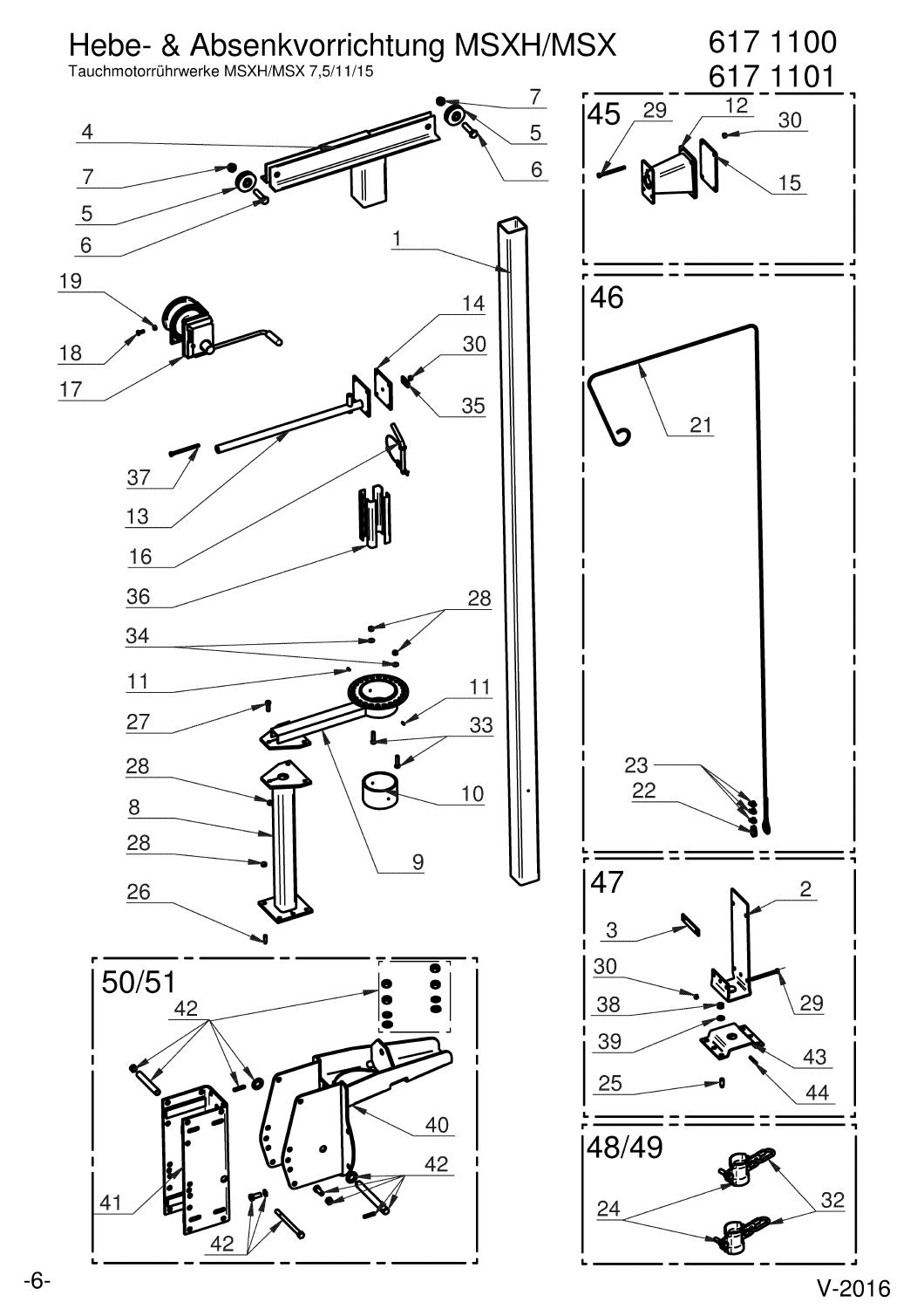# Hebe- & Absenkvorrichtung MSXH/MSX

Tauchmotorrührwerke MSXH/MSX 7,5/11/15

617 1100

617 1101

V-2016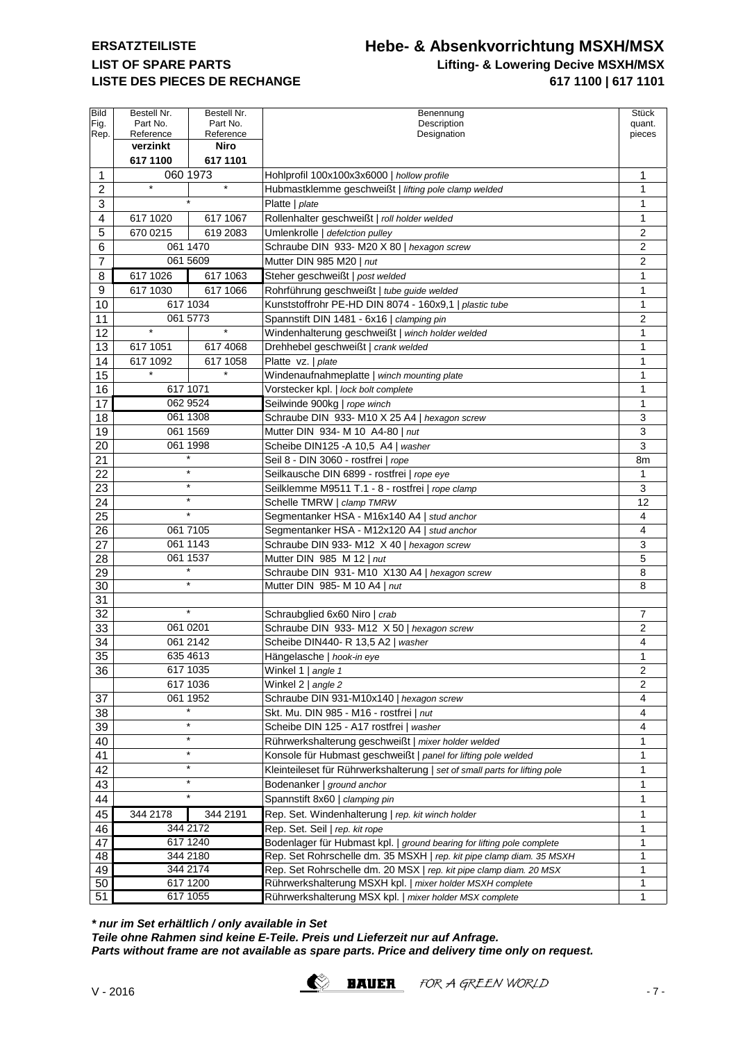**ERSATZTEILISTE**
**LIST OF SPARE PARTS**
**LISTE DES PIECES DE RECHANGE**

**Hebe- & Absenkvorrichtung MSXH/MSX**
**Lifting- & Lowering Decive MSXH/MSX**
**617 1100 | 617 1101**

| Bild Fig. Rep. | Bestell Nr. Part No. Reference **verzinkt 617 1100** | Bestell Nr. Part No. Reference **Niro 617 1101** | Benennung Description Designation | Stück quant. pieces |
|---|---|---|---|---|
| 1 | 060 1973 | | Hohlprofil 100x100x3x6000 \| *hollow profile* | 1 |
| 2 | * | * | Hubmastklemme geschweißt \| *lifting pole clamp welded* | 1 |
| 3 | * | | Platte \| *plate* | 1 |
| 4 | 617 1020 | 617 1067 | Rollenhalter geschweißt \| *roll holder welded* | 1 |
| 5 | 670 0215 | 619 2083 | Umlenkrolle \| *defelction pulley* | 2 |
| 6 | 061 1470 | | Schraube DIN 933- M20 X 80 \| *hexagon screw* | 2 |
| 7 | 061 5609 | | Mutter DIN 985 M20 \| *nut* | 2 |
| 8 | 617 1026 | 617 1063 | Steher geschweißt \| *post welded* | 1 |
| 9 | 617 1030 | 617 1066 | Rohrführung geschweißt \| *tube guide welded* | 1 |
| 10 | 617 1034 | | Kunststoffrohr PE-HD DIN 8074 - 160x9,1 \| *plastic tube* | 1 |
| 11 | 061 5773 | | Spannstift DIN 1481 - 6x16 \| *clamping pin* | 2 |
| 12 | * | * | Windenhalterung geschweißt \| *winch holder welded* | 1 |
| 13 | 617 1051 | 617 4068 | Drehhebel geschweißt \| *crank welded* | 1 |
| 14 | 617 1092 | 617 1058 | Platte vz. \| *plate* | 1 |
| 15 | * | * | Windenaufnahmeplatte \| *winch mounting plate* | 1 |
| 16 | 617 1071 | | Vorstecker kpl. \| *lock bolt complete* | 1 |
| 17 | 062 9524 | | Seilwinde 900kg \| *rope winch* | 1 |
| 18 | 061 1308 | | Schraube DIN 933- M10 X 25 A4 \| *hexagon screw* | 3 |
| 19 | 061 1569 | | Mutter DIN 934- M 10 A4-80 \| *nut* | 3 |
| 20 | 061 1998 | | Scheibe DIN125 -A 10,5 A4 \| *washer* | 3 |
| 21 | * | | Seil 8 - DIN 3060 - rostfrei \| *rope* | 8m |
| 22 | * | | Seilkausche DIN 6899 - rostfrei \| *rope eye* | 1 |
| 23 | * | | Seilklemme M9511 T.1 - 8 - rostfrei \| *rope clamp* | 3 |
| 24 | * | | Schelle TMRW \| *clamp TMRW* | 12 |
| 25 | * | | Segmentanker HSA - M16x140 A4 \| *stud anchor* | 4 |
| 26 | 061 7105 | | Segmentanker HSA - M12x120 A4 \| *stud anchor* | 4 |
| 27 | 061 1143 | | Schraube DIN 933- M12 X 40 \| *hexagon screw* | 3 |
| 28 | 061 1537 | | Mutter DIN 985 M 12 \| *nut* | 5 |
| 29 | * | | Schraube DIN 931- M10 X130 A4 \| *hexagon screw* | 8 |
| 30 | * | | Mutter DIN 985- M 10 A4 \| *nut* | 8 |
| 31 | | | | |
| 32 | * | | Schraubglied 6x60 Niro \| *crab* | 7 |
| 33 | 061 0201 | | Schraube DIN 933- M12 X 50 \| *hexagon screw* | 2 |
| 34 | 061 2142 | | Scheibe DIN440- R 13,5 A2 \| *washer* | 4 |
| 35 | 635 4613 | | Hängelasche \| *hook-in eye* | 1 |
| 36 | 617 1035 | | Winkel 1 \| *angle 1* | 2 |
| | 617 1036 | | Winkel 2 \| *angle 2* | 2 |
| 37 | 061 1952 | | Schraube DIN 931-M10x140 \| *hexagon screw* | 4 |
| 38 | * | | Skt. Mu. DIN 985 - M16 - rostfrei \| *nut* | 4 |
| 39 | * | | Scheibe DIN 125 - A17 rostfrei \| *washer* | 4 |
| 40 | * | | Rührwerkshalterung geschweißt \| *mixer holder welded* | 1 |
| 41 | * | | Konsole für Hubmast geschweißt \| *panel for lifting pole welded* | 1 |
| 42 | * | | Kleinteileset für Rührwerkshalterung \| *set of small parts for lifting pole* | 1 |
| 43 | * | | Bodenanker \| *ground anchor* | 1 |
| 44 | * | | Spannstift 8x60 \| *clamping pin* | 1 |
| 45 | 344 2178 | 344 2191 | Rep. Set. Windenhalterung \| *rep. kit winch holder* | 1 |
| 46 | 344 2172 | | Rep. Set. Seil \| *rep. kit rope* | 1 |
| 47 | 617 1240 | | Bodenlager für Hubmast kpl. \| *ground bearing for lifting pole complete* | 1 |
| 48 | 344 2180 | | Rep. Set Rohrschelle dm. 35 MSXH \| *rep. kit pipe clamp diam. 35 MSXH* | 1 |
| 49 | 344 2174 | | Rep. Set Rohrschelle dm. 20 MSX \| *rep. kit pipe clamp diam. 20 MSX* | 1 |
| 50 | 617 1200 | | Rührwerkshalterung MSXH kpl. \| *mixer holder MSXH complete* | 1 |
| 51 | 617 1055 | | Rührwerkshalterung MSX kpl. \| *mixer holder MSX complete* | 1 |

***\* nur im Set erhältlich / only available in Set***
***Teile ohne Rahmen sind keine E-Teile. Preis und Lieferzeit nur auf Anfrage.***
***Parts without frame are not available as spare parts. Price and delivery time only on request.***

V - 2016

BAUER *FOR A GREEN WORLD*